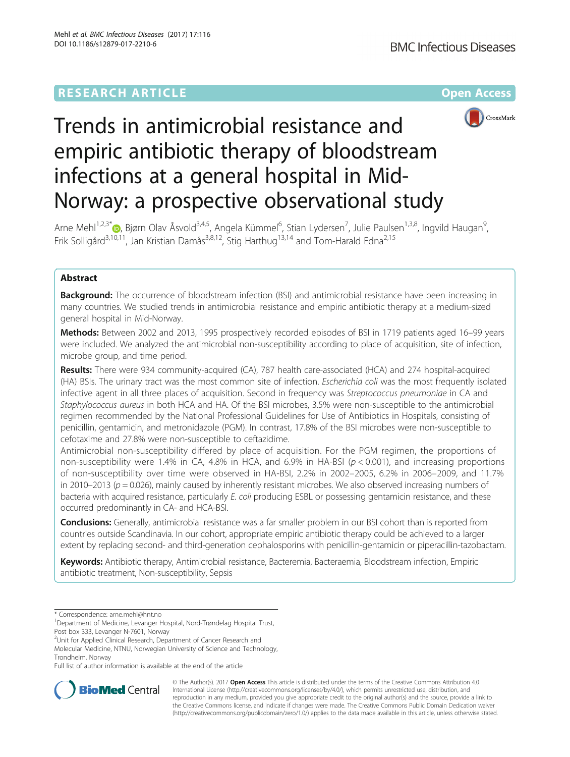RESEARCH ARTICLE

Open Access

# Trends in antimicrobial resistance and empiric antibiotic therapy of bloodstream infections at a general hospital in Mid-Norway: a prospective observational study

Arne Mehl[1,2,3*], Bjørn Olav Åsvold[3,4,5], Angela Kümmel[6], Stian Lydersen[7], Julie Paulsen[1,3,8], Ingvild Haugan[9], Erik Solligård[3,10,11], Jan Kristian Damås[3,8,12], Stig Harthug[13,14] and Tom-Harald Edna[2,15]

## Abstract

**Background:** The occurrence of bloodstream infection (BSI) and antimicrobial resistance have been increasing in many countries. We studied trends in antimicrobial resistance and empiric antibiotic therapy at a medium-sized general hospital in Mid-Norway.

**Methods:** Between 2002 and 2013, 1995 prospectively recorded episodes of BSI in 1719 patients aged 16–99 years were included. We analyzed the antimicrobial non-susceptibility according to place of acquisition, site of infection, microbe group, and time period.

**Results:** There were 934 community-acquired (CA), 787 health care-associated (HCA) and 274 hospital-acquired (HA) BSIs. The urinary tract was the most common site of infection. *Escherichia coli* was the most frequently isolated infective agent in all three places of acquisition. Second in frequency was *Streptococcus pneumoniae* in CA and *Staphylococcus aureus* in both HCA and HA. Of the BSI microbes, 3.5% were non-susceptible to the antimicrobial regimen recommended by the National Professional Guidelines for Use of Antibiotics in Hospitals, consisting of penicillin, gentamicin, and metronidazole (PGM). In contrast, 17.8% of the BSI microbes were non-susceptible to cefotaxime and 27.8% were non-susceptible to ceftazidime.

Antimicrobial non-susceptibility differed by place of acquisition. For the PGM regimen, the proportions of non-susceptibility were 1.4% in CA, 4.8% in HCA, and 6.9% in HA-BSI ($p < 0.001$), and increasing proportions of non-susceptibility over time were observed in HA-BSI, 2.2% in 2002–2005, 6.2% in 2006–2009, and 11.7% in 2010–2013 ($p = 0.026$), mainly caused by inherently resistant microbes. We also observed increasing numbers of bacteria with acquired resistance, particularly *E. coli* producing ESBL or possessing gentamicin resistance, and these occurred predominantly in CA- and HCA-BSI.

**Conclusions:** Generally, antimicrobial resistance was a far smaller problem in our BSI cohort than is reported from countries outside Scandinavia. In our cohort, appropriate empiric antibiotic therapy could be achieved to a larger extent by replacing second- and third-generation cephalosporins with penicillin-gentamicin or piperacillin-tazobactam.

**Keywords:** Antibiotic therapy, Antimicrobial resistance, Bacteremia, Bacteraemia, Bloodstream infection, Empiric antibiotic treatment, Non-susceptibility, Sepsis

\* Correspondence: arne.mehl@hnt.no
[1]Department of Medicine, Levanger Hospital, Nord-Trøndelag Hospital Trust, Post box 333, Levanger N-7601, Norway
[2]Unit for Applied Clinical Research, Department of Cancer Research and Molecular Medicine, NTNU, Norwegian University of Science and Technology, Trondheim, Norway
Full list of author information is available at the end of the article

© The Author(s). 2017 **Open Access** This article is distributed under the terms of the Creative Commons Attribution 4.0 International License (http://creativecommons.org/licenses/by/4.0/), which permits unrestricted use, distribution, and reproduction in any medium, provided you give appropriate credit to the original author(s) and the source, provide a link to the Creative Commons license, and indicate if changes were made. The Creative Commons Public Domain Dedication waiver (http://creativecommons.org/publicdomain/zero/1.0/) applies to the data made available in this article, unless otherwise stated.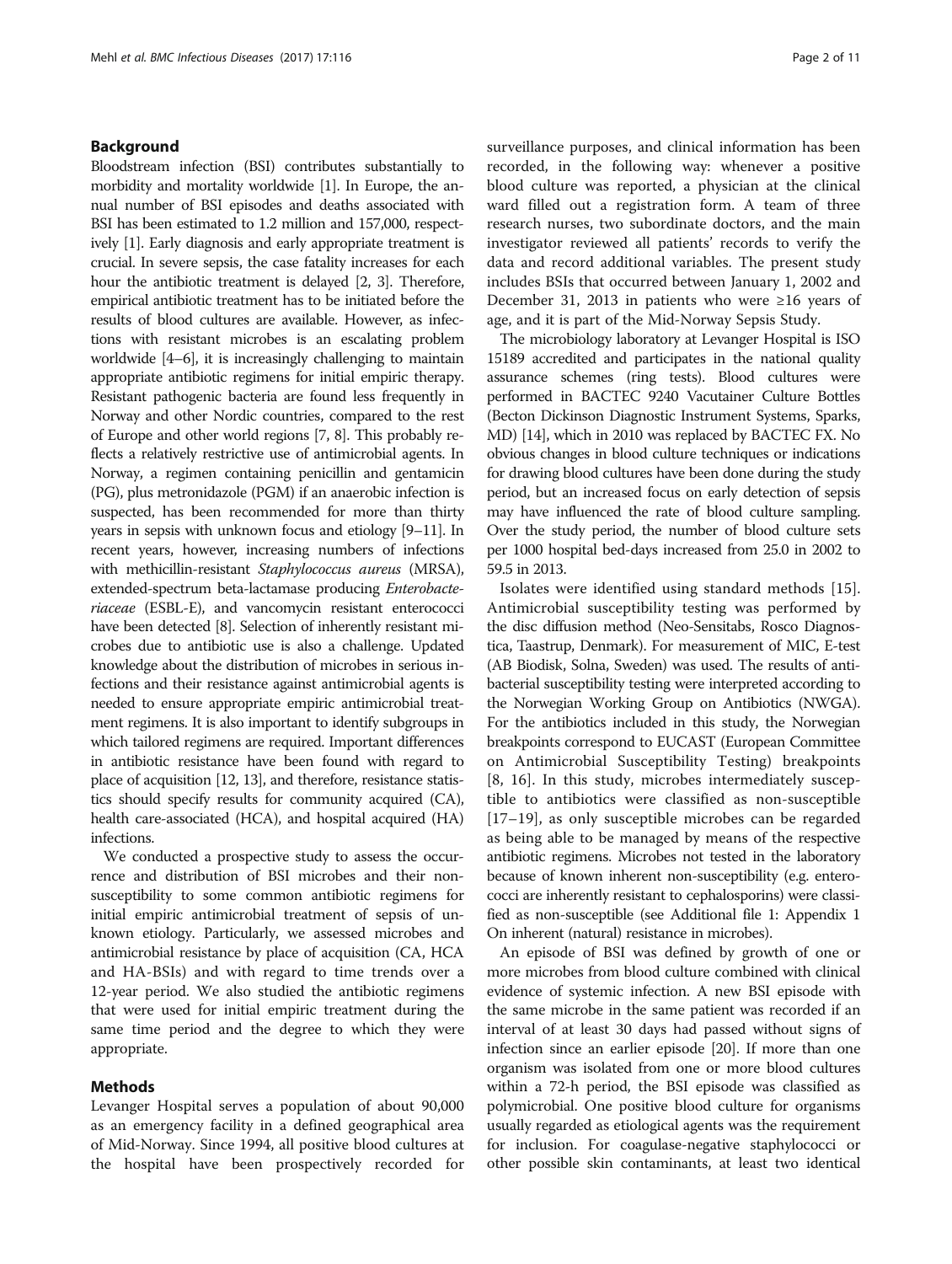## Background

Bloodstream infection (BSI) contributes substantially to morbidity and mortality worldwide [1]. In Europe, the annual number of BSI episodes and deaths associated with BSI has been estimated to 1.2 million and 157,000, respectively [1]. Early diagnosis and early appropriate treatment is crucial. In severe sepsis, the case fatality increases for each hour the antibiotic treatment is delayed [2, 3]. Therefore, empirical antibiotic treatment has to be initiated before the results of blood cultures are available. However, as infections with resistant microbes is an escalating problem worldwide [4–6], it is increasingly challenging to maintain appropriate antibiotic regimens for initial empiric therapy. Resistant pathogenic bacteria are found less frequently in Norway and other Nordic countries, compared to the rest of Europe and other world regions [7, 8]. This probably reflects a relatively restrictive use of antimicrobial agents. In Norway, a regimen containing penicillin and gentamicin (PG), plus metronidazole (PGM) if an anaerobic infection is suspected, has been recommended for more than thirty years in sepsis with unknown focus and etiology [9–11]. In recent years, however, increasing numbers of infections with methicillin-resistant *Staphylococcus aureus* (MRSA), extended-spectrum beta-lactamase producing *Enterobacteriaceae* (ESBL-E), and vancomycin resistant enterococci have been detected [8]. Selection of inherently resistant microbes due to antibiotic use is also a challenge. Updated knowledge about the distribution of microbes in serious infections and their resistance against antimicrobial agents is needed to ensure appropriate empiric antimicrobial treatment regimens. It is also important to identify subgroups in which tailored regimens are required. Important differences in antibiotic resistance have been found with regard to place of acquisition [12, 13], and therefore, resistance statistics should specify results for community acquired (CA), health care-associated (HCA), and hospital acquired (HA) infections.

We conducted a prospective study to assess the occurrence and distribution of BSI microbes and their non-susceptibility to some common antibiotic regimens for initial empiric antimicrobial treatment of sepsis of unknown etiology. Particularly, we assessed microbes and antimicrobial resistance by place of acquisition (CA, HCA and HA-BSIs) and with regard to time trends over a 12-year period. We also studied the antibiotic regimens that were used for initial empiric treatment during the same time period and the degree to which they were appropriate.

## Methods

Levanger Hospital serves a population of about 90,000 as an emergency facility in a defined geographical area of Mid-Norway. Since 1994, all positive blood cultures at the hospital have been prospectively recorded for surveillance purposes, and clinical information has been recorded, in the following way: whenever a positive blood culture was reported, a physician at the clinical ward filled out a registration form. A team of three research nurses, two subordinate doctors, and the main investigator reviewed all patients' records to verify the data and record additional variables. The present study includes BSIs that occurred between January 1, 2002 and December 31, 2013 in patients who were ≥16 years of age, and it is part of the Mid-Norway Sepsis Study.

The microbiology laboratory at Levanger Hospital is ISO 15189 accredited and participates in the national quality assurance schemes (ring tests). Blood cultures were performed in BACTEC 9240 Vacutainer Culture Bottles (Becton Dickinson Diagnostic Instrument Systems, Sparks, MD) [14], which in 2010 was replaced by BACTEC FX. No obvious changes in blood culture techniques or indications for drawing blood cultures have been done during the study period, but an increased focus on early detection of sepsis may have influenced the rate of blood culture sampling. Over the study period, the number of blood culture sets per 1000 hospital bed-days increased from 25.0 in 2002 to 59.5 in 2013.

Isolates were identified using standard methods [15]. Antimicrobial susceptibility testing was performed by the disc diffusion method (Neo-Sensitabs, Rosco Diagnostica, Taastrup, Denmark). For measurement of MIC, E-test (AB Biodisk, Solna, Sweden) was used. The results of antibacterial susceptibility testing were interpreted according to the Norwegian Working Group on Antibiotics (NWGA). For the antibiotics included in this study, the Norwegian breakpoints correspond to EUCAST (European Committee on Antimicrobial Susceptibility Testing) breakpoints [8, 16]. In this study, microbes intermediately susceptible to antibiotics were classified as non-susceptible [17–19], as only susceptible microbes can be regarded as being able to be managed by means of the respective antibiotic regimens. Microbes not tested in the laboratory because of known inherent non-susceptibility (e.g. enterococci are inherently resistant to cephalosporins) were classified as non-susceptible (see Additional file 1: Appendix 1 On inherent (natural) resistance in microbes).

An episode of BSI was defined by growth of one or more microbes from blood culture combined with clinical evidence of systemic infection. A new BSI episode with the same microbe in the same patient was recorded if an interval of at least 30 days had passed without signs of infection since an earlier episode [20]. If more than one organism was isolated from one or more blood cultures within a 72-h period, the BSI episode was classified as polymicrobial. One positive blood culture for organisms usually regarded as etiological agents was the requirement for inclusion. For coagulase-negative staphylococci or other possible skin contaminants, at least two identical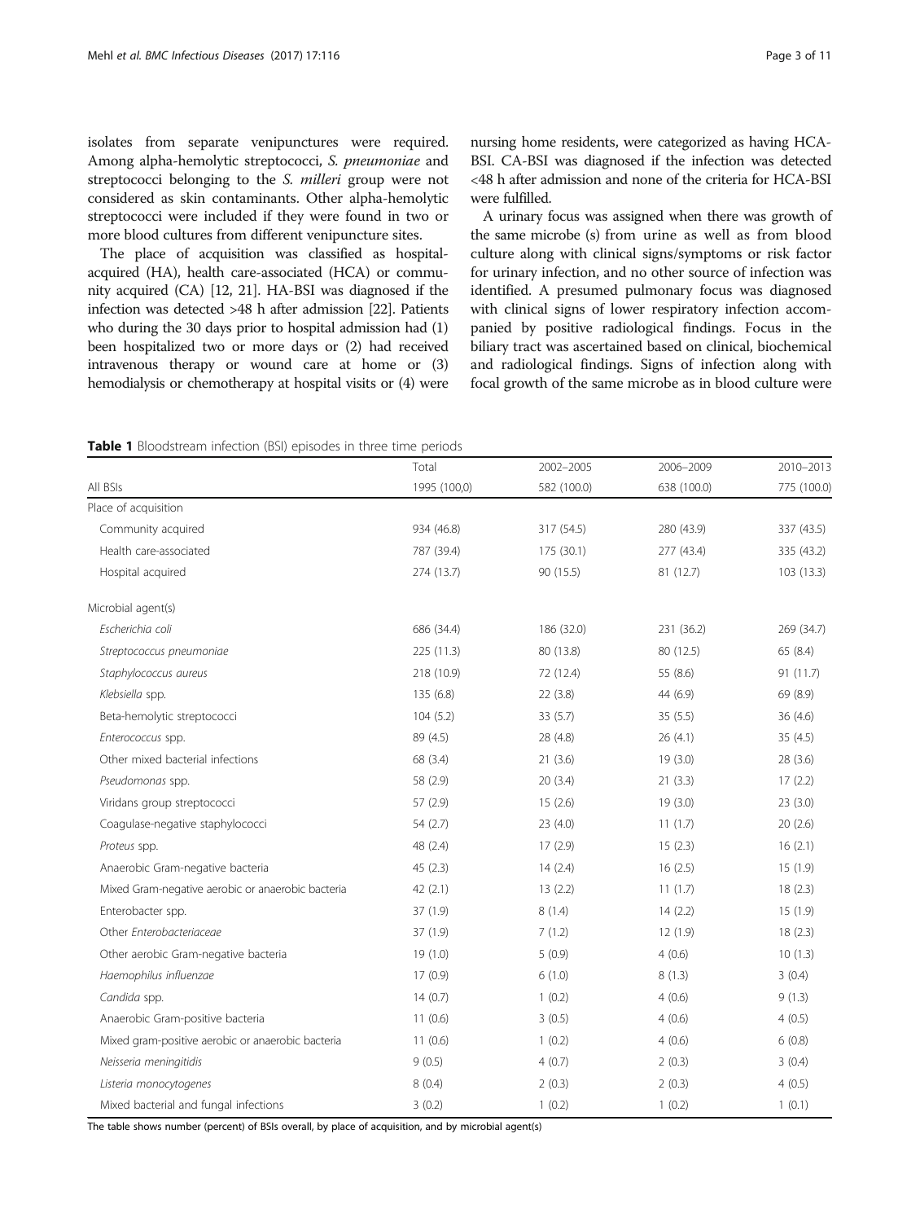isolates from separate venipunctures were required. Among alpha-hemolytic streptococci, *S. pneumoniae* and streptococci belonging to the *S. milleri* group were not considered as skin contaminants. Other alpha-hemolytic streptococci were included if they were found in two or more blood cultures from different venipuncture sites.

The place of acquisition was classified as hospital-acquired (HA), health care-associated (HCA) or community acquired (CA) [12, 21]. HA-BSI was diagnosed if the infection was detected >48 h after admission [22]. Patients who during the 30 days prior to hospital admission had (1) been hospitalized two or more days or (2) had received intravenous therapy or wound care at home or (3) hemodialysis or chemotherapy at hospital visits or (4) were nursing home residents, were categorized as having HCA-BSI. CA-BSI was diagnosed if the infection was detected <48 h after admission and none of the criteria for HCA-BSI were fulfilled.

A urinary focus was assigned when there was growth of the same microbe (s) from urine as well as from blood culture along with clinical signs/symptoms or risk factor for urinary infection, and no other source of infection was identified. A presumed pulmonary focus was diagnosed with clinical signs of lower respiratory infection accompanied by positive radiological findings. Focus in the biliary tract was ascertained based on clinical, biochemical and radiological findings. Signs of infection along with focal growth of the same microbe as in blood culture were

**Table 1** Bloodstream infection (BSI) episodes in three time periods

| | Total | 2002–2005 | 2006–2009 | 2010–2013 |
|---|---|---|---|---|
| All BSIs | 1995 (100,0) | 582 (100.0) | 638 (100.0) | 775 (100.0) |
| Place of acquisition | | | | |
| Community acquired | 934 (46.8) | 317 (54.5) | 280 (43.9) | 337 (43.5) |
| Health care-associated | 787 (39.4) | 175 (30.1) | 277 (43.4) | 335 (43.2) |
| Hospital acquired | 274 (13.7) | 90 (15.5) | 81 (12.7) | 103 (13.3) |
| Microbial agent(s) | | | | |
| *Escherichia coli* | 686 (34.4) | 186 (32.0) | 231 (36.2) | 269 (34.7) |
| *Streptococcus pneumoniae* | 225 (11.3) | 80 (13.8) | 80 (12.5) | 65 (8.4) |
| *Staphylococcus aureus* | 218 (10.9) | 72 (12.4) | 55 (8.6) | 91 (11.7) |
| *Klebsiella* spp. | 135 (6.8) | 22 (3.8) | 44 (6.9) | 69 (8.9) |
| Beta-hemolytic streptococci | 104 (5.2) | 33 (5.7) | 35 (5.5) | 36 (4.6) |
| *Enterococcus* spp. | 89 (4.5) | 28 (4.8) | 26 (4.1) | 35 (4.5) |
| Other mixed bacterial infections | 68 (3.4) | 21 (3.6) | 19 (3.0) | 28 (3.6) |
| *Pseudomonas* spp. | 58 (2.9) | 20 (3.4) | 21 (3.3) | 17 (2.2) |
| Viridans group streptococci | 57 (2.9) | 15 (2.6) | 19 (3.0) | 23 (3.0) |
| Coagulase-negative staphylococci | 54 (2.7) | 23 (4.0) | 11 (1.7) | 20 (2.6) |
| *Proteus* spp. | 48 (2.4) | 17 (2.9) | 15 (2.3) | 16 (2.1) |
| Anaerobic Gram-negative bacteria | 45 (2.3) | 14 (2.4) | 16 (2.5) | 15 (1.9) |
| Mixed Gram-negative aerobic or anaerobic bacteria | 42 (2.1) | 13 (2.2) | 11 (1.7) | 18 (2.3) |
| Enterobacter spp. | 37 (1.9) | 8 (1.4) | 14 (2.2) | 15 (1.9) |
| Other *Enterobacteriaceae* | 37 (1.9) | 7 (1.2) | 12 (1.9) | 18 (2.3) |
| Other aerobic Gram-negative bacteria | 19 (1.0) | 5 (0.9) | 4 (0.6) | 10 (1.3) |
| *Haemophilus influenzae* | 17 (0.9) | 6 (1.0) | 8 (1.3) | 3 (0.4) |
| *Candida* spp. | 14 (0.7) | 1 (0.2) | 4 (0.6) | 9 (1.3) |
| Anaerobic Gram-positive bacteria | 11 (0.6) | 3 (0.5) | 4 (0.6) | 4 (0.5) |
| Mixed gram-positive aerobic or anaerobic bacteria | 11 (0.6) | 1 (0.2) | 4 (0.6) | 6 (0.8) |
| *Neisseria meningitidis* | 9 (0.5) | 4 (0.7) | 2 (0.3) | 3 (0.4) |
| *Listeria monocytogenes* | 8 (0.4) | 2 (0.3) | 2 (0.3) | 4 (0.5) |
| Mixed bacterial and fungal infections | 3 (0.2) | 1 (0.2) | 1 (0.2) | 1 (0.1) |

The table shows number (percent) of BSIs overall, by place of acquisition, and by microbial agent(s)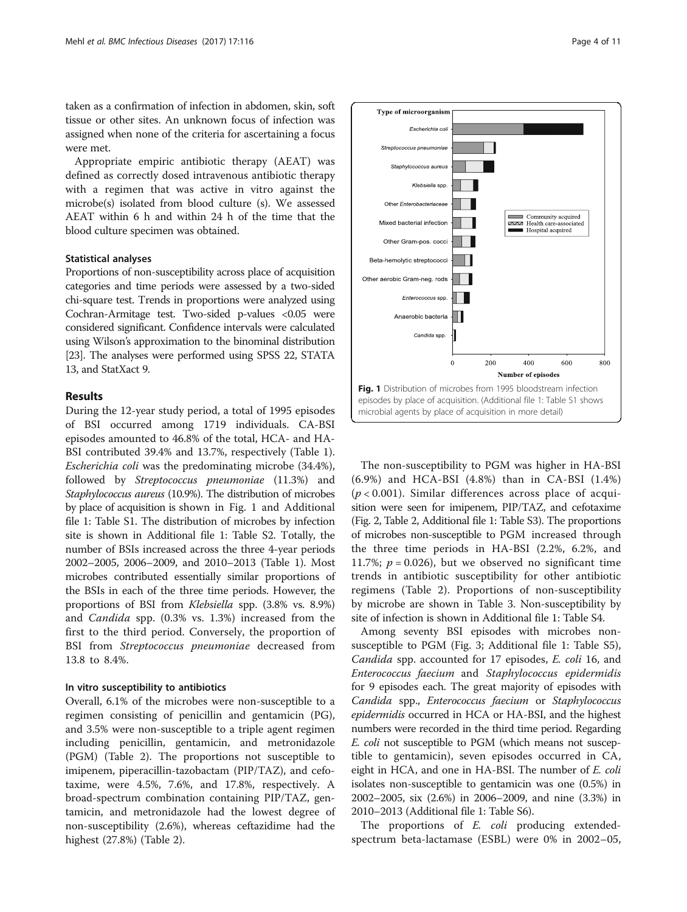taken as a confirmation of infection in abdomen, skin, soft tissue or other sites. An unknown focus of infection was assigned when none of the criteria for ascertaining a focus were met.

Appropriate empiric antibiotic therapy (AEAT) was defined as correctly dosed intravenous antibiotic therapy with a regimen that was active in vitro against the microbe(s) isolated from blood culture (s). We assessed AEAT within 6 h and within 24 h of the time that the blood culture specimen was obtained.

### Statistical analyses

Proportions of non-susceptibility across place of acquisition categories and time periods were assessed by a two-sided chi-square test. Trends in proportions were analyzed using Cochran-Armitage test. Two-sided p-values <0.05 were considered significant. Confidence intervals were calculated using Wilson's approximation to the binominal distribution [23]. The analyses were performed using SPSS 22, STATA 13, and StatXact 9.

## Results

During the 12-year study period, a total of 1995 episodes of BSI occurred among 1719 individuals. CA-BSI episodes amounted to 46.8% of the total, HCA- and HA-BSI contributed 39.4% and 13.7%, respectively (Table 1). *Escherichia coli* was the predominating microbe (34.4%), followed by *Streptococcus pneumoniae* (11.3%) and *Staphylococcus aureus* (10.9%). The distribution of microbes by place of acquisition is shown in Fig. 1 and Additional file 1: Table S1. The distribution of microbes by infection site is shown in Additional file 1: Table S2. Totally, the number of BSIs increased across the three 4-year periods 2002–2005, 2006–2009, and 2010–2013 (Table 1). Most microbes contributed essentially similar proportions of the BSIs in each of the three time periods. However, the proportions of BSI from *Klebsiella* spp. (3.8% vs. 8.9%) and *Candida* spp. (0.3% vs. 1.3%) increased from the first to the third period. Conversely, the proportion of BSI from *Streptococcus pneumoniae* decreased from 13.8 to 8.4%.

### In vitro susceptibility to antibiotics

Overall, 6.1% of the microbes were non-susceptible to a regimen consisting of penicillin and gentamicin (PG), and 3.5% were non-susceptible to a triple agent regimen including penicillin, gentamicin, and metronidazole (PGM) (Table 2). The proportions not susceptible to imipenem, piperacillin-tazobactam (PIP/TAZ), and cefotaxime, were 4.5%, 7.6%, and 17.8%, respectively. A broad-spectrum combination containing PIP/TAZ, gentamicin, and metronidazole had the lowest degree of non-susceptibility (2.6%), whereas ceftazidime had the highest (27.8%) (Table 2).

**Fig. 1** Distribution of microbes from 1995 bloodstream infection episodes by place of acquisition. (Additional file 1: Table S1 shows microbial agents by place of acquisition in more detail)

The non-susceptibility to PGM was higher in HA-BSI (6.9%) and HCA-BSI (4.8%) than in CA-BSI (1.4%) ($p < 0.001$). Similar differences across place of acquisition were seen for imipenem, PIP/TAZ, and cefotaxime (Fig. 2, Table 2, Additional file 1: Table S3). The proportions of microbes non-susceptible to PGM increased through the three time periods in HA-BSI (2.2%, 6.2%, and 11.7%; $p = 0.026$), but we observed no significant time trends in antibiotic susceptibility for other antibiotic regimens (Table 2). Proportions of non-susceptibility by microbe are shown in Table 3. Non-susceptibility by site of infection is shown in Additional file 1: Table S4.

Among seventy BSI episodes with microbes non-susceptible to PGM (Fig. 3; Additional file 1: Table S5), *Candida* spp. accounted for 17 episodes, *E. coli* 16, and *Enterococcus faecium* and *Staphylococcus epidermidis* for 9 episodes each. The great majority of episodes with *Candida* spp., *Enterococcus faecium* or *Staphylococcus epidermidis* occurred in HCA or HA-BSI, and the highest numbers were recorded in the third time period. Regarding *E. coli* not susceptible to PGM (which means not susceptible to gentamicin), seven episodes occurred in CA, eight in HCA, and one in HA-BSI. The number of *E. coli* isolates non-susceptible to gentamicin was one (0.5%) in 2002–2005, six (2.6%) in 2006–2009, and nine (3.3%) in 2010–2013 (Additional file 1: Table S6).

The proportions of *E. coli* producing extended-spectrum beta-lactamase (ESBL) were 0% in 2002–05,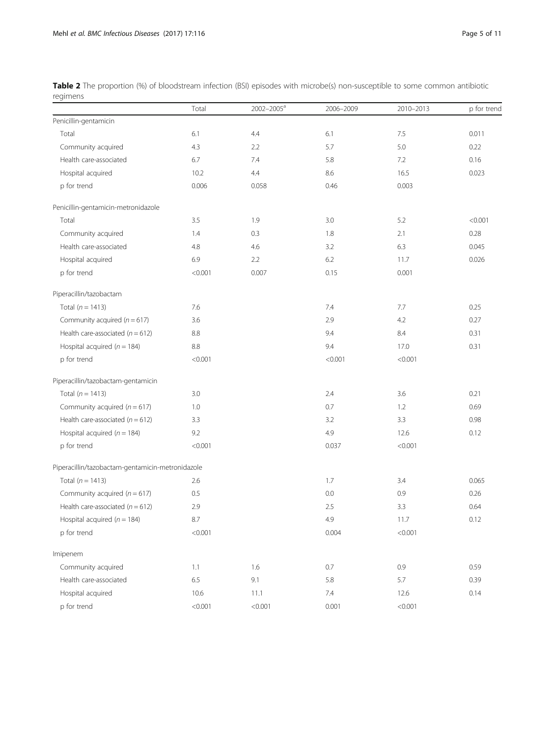**Table 2** The proportion (%) of bloodstream infection (BSI) episodes with microbe(s) non-susceptible to some common antibiotic regimens

| | Total | 2002–2005[a] | 2006–2009 | 2010–2013 | p for trend |
|---|---|---|---|---|---|
| Penicillin-gentamicin | | | | | |
| Total | 6.1 | 4.4 | 6.1 | 7.5 | 0.011 |
| Community acquired | 4.3 | 2.2 | 5.7 | 5.0 | 0.22 |
| Health care-associated | 6.7 | 7.4 | 5.8 | 7.2 | 0.16 |
| Hospital acquired | 10.2 | 4.4 | 8.6 | 16.5 | 0.023 |
| p for trend | 0.006 | 0.058 | 0.46 | 0.003 | |
| Penicillin-gentamicin-metronidazole | | | | | |
| Total | 3.5 | 1.9 | 3.0 | 5.2 | <0.001 |
| Community acquired | 1.4 | 0.3 | 1.8 | 2.1 | 0.28 |
| Health care-associated | 4.8 | 4.6 | 3.2 | 6.3 | 0.045 |
| Hospital acquired | 6.9 | 2.2 | 6.2 | 11.7 | 0.026 |
| p for trend | <0.001 | 0.007 | 0.15 | 0.001 | |
| Piperacillin/tazobactam | | | | | |
| Total ($n = 1413$) | 7.6 | | 7.4 | 7.7 | 0.25 |
| Community acquired ($n = 617$) | 3.6 | | 2.9 | 4.2 | 0.27 |
| Health care-associated ($n = 612$) | 8.8 | | 9.4 | 8.4 | 0.31 |
| Hospital acquired ($n = 184$) | 8.8 | | 9.4 | 17.0 | 0.31 |
| p for trend | <0.001 | | <0.001 | <0.001 | |
| Piperacillin/tazobactam-gentamicin | | | | | |
| Total ($n = 1413$) | 3.0 | | 2.4 | 3.6 | 0.21 |
| Community acquired ($n = 617$) | 1.0 | | 0.7 | 1.2 | 0.69 |
| Health care-associated ($n = 612$) | 3.3 | | 3.2 | 3.3 | 0.98 |
| Hospital acquired ($n = 184$) | 9.2 | | 4.9 | 12.6 | 0.12 |
| p for trend | <0.001 | | 0.037 | <0.001 | |
| Piperacillin/tazobactam-gentamicin-metronidazole | | | | | |
| Total ($n = 1413$) | 2.6 | | 1.7 | 3.4 | 0.065 |
| Community acquired ($n = 617$) | 0.5 | | 0.0 | 0.9 | 0.26 |
| Health care-associated ($n = 612$) | 2.9 | | 2.5 | 3.3 | 0.64 |
| Hospital acquired ($n = 184$) | 8.7 | | 4.9 | 11.7 | 0.12 |
| p for trend | <0.001 | | 0.004 | <0.001 | |
| Imipenem | | | | | |
| Community acquired | 1.1 | 1.6 | 0.7 | 0.9 | 0.59 |
| Health care-associated | 6.5 | 9.1 | 5.8 | 5.7 | 0.39 |
| Hospital acquired | 10.6 | 11.1 | 7.4 | 12.6 | 0.14 |
| p for trend | <0.001 | <0.001 | 0.001 | <0.001 | |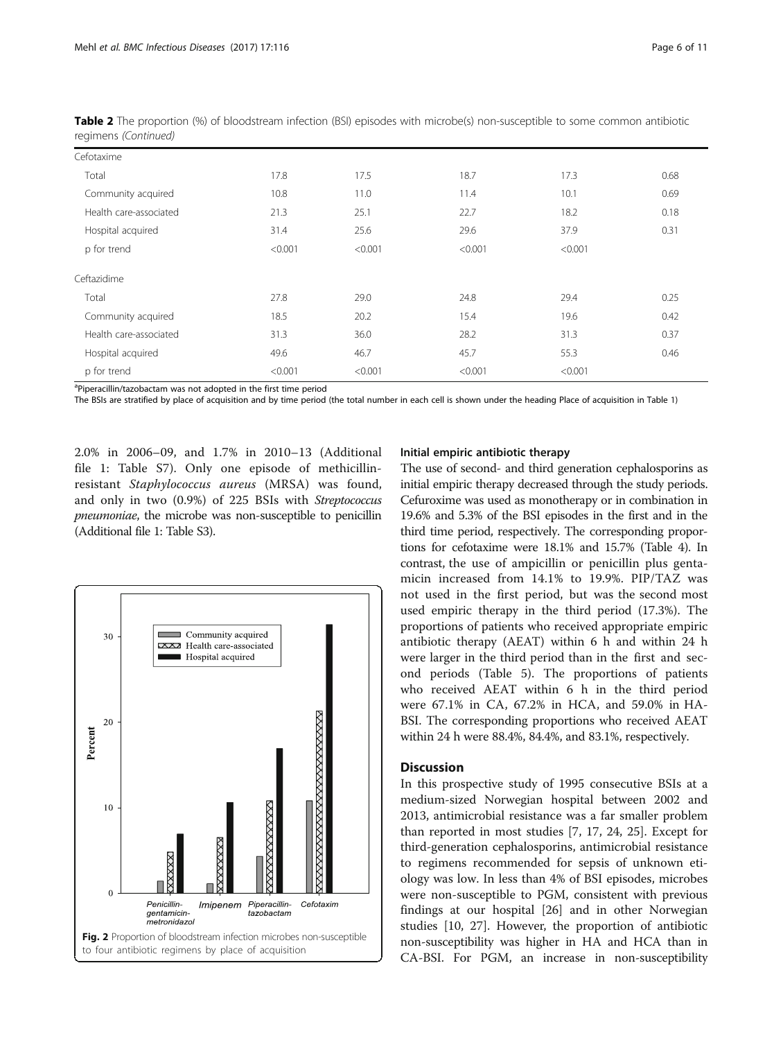**Table 2** The proportion (%) of bloodstream infection (BSI) episodes with microbe(s) non-susceptible to some common antibiotic regimens *(Continued)*

| | | | | | |
|---|---|---|---|---|---|
| Cefotaxime | | | | | |
| Total | 17.8 | 17.5 | 18.7 | 17.3 | 0.68 |
| Community acquired | 10.8 | 11.0 | 11.4 | 10.1 | 0.69 |
| Health care-associated | 21.3 | 25.1 | 22.7 | 18.2 | 0.18 |
| Hospital acquired | 31.4 | 25.6 | 29.6 | 37.9 | 0.31 |
| p for trend | <0.001 | <0.001 | <0.001 | <0.001 | |
| Ceftazidime | | | | | |
| Total | 27.8 | 29.0 | 24.8 | 29.4 | 0.25 |
| Community acquired | 18.5 | 20.2 | 15.4 | 19.6 | 0.42 |
| Health care-associated | 31.3 | 36.0 | 28.2 | 31.3 | 0.37 |
| Hospital acquired | 49.6 | 46.7 | 45.7 | 55.3 | 0.46 |
| p for trend | <0.001 | <0.001 | <0.001 | <0.001 | |

[a]Piperacillin/tazobactam was not adopted in the first time period

The BSIs are stratified by place of acquisition and by time period (the total number in each cell is shown under the heading Place of acquisition in Table 1)

2.0% in 2006–09, and 1.7% in 2010–13 (Additional file 1: Table S7). Only one episode of methicillin-resistant *Staphylococcus aureus* (MRSA) was found, and only in two (0.9%) of 225 BSIs with *Streptococcus pneumoniae*, the microbe was non-susceptible to penicillin (Additional file 1: Table S3).

**Fig. 2** Proportion of bloodstream infection microbes non-susceptible to four antibiotic regimens by place of acquisition

#### Initial empiric antibiotic therapy

The use of second- and third generation cephalosporins as initial empiric therapy decreased through the study periods. Cefuroxime was used as monotherapy or in combination in 19.6% and 5.3% of the BSI episodes in the first and in the third time period, respectively. The corresponding proportions for cefotaxime were 18.1% and 15.7% (Table 4). In contrast, the use of ampicillin or penicillin plus gentamicin increased from 14.1% to 19.9%. PIP/TAZ was not used in the first period, but was the second most used empiric therapy in the third period (17.3%). The proportions of patients who received appropriate empiric antibiotic therapy (AEAT) within 6 h and within 24 h were larger in the third period than in the first and second periods (Table 5). The proportions of patients who received AEAT within 6 h in the third period were 67.1% in CA, 67.2% in HCA, and 59.0% in HA-BSI. The corresponding proportions who received AEAT within 24 h were 88.4%, 84.4%, and 83.1%, respectively.

## Discussion

In this prospective study of 1995 consecutive BSIs at a medium-sized Norwegian hospital between 2002 and 2013, antimicrobial resistance was a far smaller problem than reported in most studies [7, 17, 24, 25]. Except for third-generation cephalosporins, antimicrobial resistance to regimens recommended for sepsis of unknown etiology was low. In less than 4% of BSI episodes, microbes were non-susceptible to PGM, consistent with previous findings at our hospital [26] and in other Norwegian studies [10, 27]. However, the proportion of antibiotic non-susceptibility was higher in HA and HCA than in CA-BSI. For PGM, an increase in non-susceptibility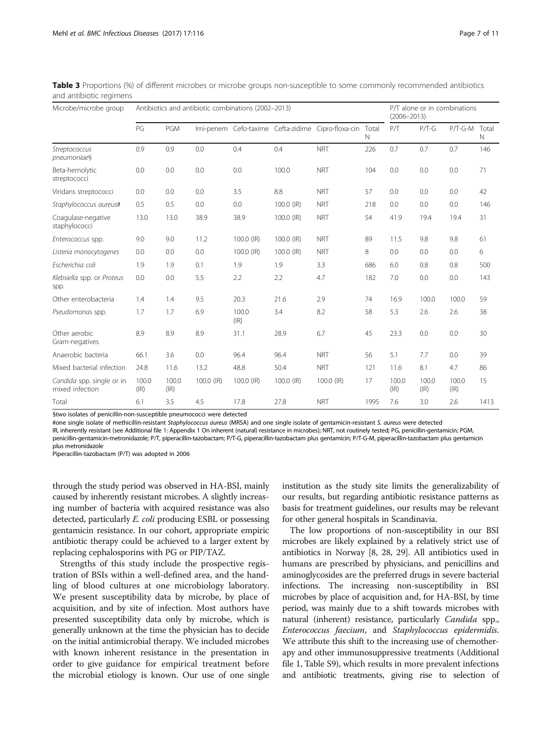**Table 3** Proportions (%) of different microbes or microbe groups non-susceptible to some commonly recommended antibiotics and antibiotic regimens

| Microbe/microbe group | Antibiotics and antibiotic combinations (2002–2013) | | | | | | | P/T alone or in combinations (2006–2013) | | | |
|---|---|---|---|---|---|---|---|---|---|---|---|
| | PG | PGM | Imi-penem | Cefo-taxime | Cefta-zidime | Cipro-floxa-cin | Total N | P/T | P/T-G | P/T-G-M | Total N |
| *Streptococcus pneumoniae*§ | 0.9 | 0.9 | 0.0 | 0.4 | 0.4 | NRT | 226 | 0.7 | 0.7 | 0.7 | 146 |
| Beta-hemolytic streptococci | 0.0 | 0.0 | 0.0 | 0.0 | 100.0 | NRT | 104 | 0.0 | 0.0 | 0.0 | 71 |
| Viridans streptococci | 0.0 | 0.0 | 0.0 | 3.5 | 8.8 | NRT | 57 | 0.0 | 0.0 | 0.0 | 42 |
| *Staphylococcus aureus*# | 0.5 | 0.5 | 0.0 | 0.0 | 100.0 (IR) | NRT | 218 | 0.0 | 0.0 | 0.0 | 146 |
| Coagulase-negative staphylococci | 13.0 | 13.0 | 38.9 | 38.9 | 100.0 (IR) | NRT | 54 | 41.9 | 19.4 | 19.4 | 31 |
| *Enterococcus* spp. | 9.0 | 9.0 | 11.2 | 100.0 (IR) | 100.0 (IR) | NRT | 89 | 11.5 | 9.8 | 9.8 | 61 |
| *Listeria monocytogenes* | 0.0 | 0.0 | 0.0 | 100.0 (IR) | 100.0 (IR) | NRT | 8 | 0.0 | 0.0 | 0.0 | 6 |
| *Escherichia coli* | 1.9 | 1.9 | 0.1 | 1.9 | 1.9 | 3.3 | 686 | 6.0 | 0.8 | 0.8 | 500 |
| *Klebsiella* spp. or *Proteus* spp. | 0.0 | 0.0 | 5.5 | 2.2 | 2.2 | 4.7 | 182 | 7.0 | 0.0 | 0.0 | 143 |
| Other enterobacteria | 1.4 | 1.4 | 9.5 | 20.3 | 21.6 | 2.9 | 74 | 16.9 | 100.0 | 100.0 | 59 |
| *Pseudomonas* spp. | 1.7 | 1.7 | 6.9 | 100.0 (IR) | 3.4 | 8.2 | 58 | 5.3 | 2.6 | 2.6 | 38 |
| Other aerobic Gram-negatives | 8.9 | 8.9 | 8.9 | 31.1 | 28.9 | 6.7 | 45 | 23.3 | 0.0 | 0.0 | 30 |
| Anaerobic bacteria | 66.1 | 3.6 | 0.0 | 96.4 | 96.4 | NRT | 56 | 5.1 | 7.7 | 0.0 | 39 |
| Mixed bacterial infection | 24.8 | 11.6 | 13.2 | 48.8 | 50.4 | NRT | 121 | 11.6 | 8.1 | 4.7 | 86 |
| *Candida* spp. single or in mixed infection | 100.0 (IR) | 100.0 (IR) | 100.0 (IR) | 100.0 (IR) | 100.0 (IR) | 100.0 (IR) | 17 | 100.0 (IR) | 100.0 (IR) | 100.0 (IR) | 15 |
| Total | 6.1 | 3.5 | 4.5 | 17.8 | 27.8 | NRT | 1995 | 7.6 | 3.0 | 2.6 | 1413 |

§two isolates of penicillin-non-susceptible pneumococci were detected
#one single isolate of methicillin-resistant *Staphylococcus aureus* (MRSA) and one single isolate of gentamicin-resistant *S. aureus* were detected
IR, inherently resistant (see Additional file 1: Appendix 1 On inherent (natural) resistance in microbes); NRT, not routinely tested; PG, penicillin-gentamicin; PGM, penicillin-gentamicin-metronidazole; P/T, piperacillin-tazobactam; P/T-G, piperacillin-tazobactam plus gentamicin; P/T-G-M, piperacillin-tazobactam plus gentamicin plus metronidazole
Piperacillin-tazobactam (P/T) was adopted in 2006

through the study period was observed in HA-BSI, mainly caused by inherently resistant microbes. A slightly increasing number of bacteria with acquired resistance was also detected, particularly *E. coli* producing ESBL or possessing gentamicin resistance. In our cohort, appropriate empiric antibiotic therapy could be achieved to a larger extent by replacing cephalosporins with PG or PIP/TAZ.

Strengths of this study include the prospective registration of BSIs within a well-defined area, and the handling of blood cultures at one microbiology laboratory. We present susceptibility data by microbe, by place of acquisition, and by site of infection. Most authors have presented susceptibility data only by microbe, which is generally unknown at the time the physician has to decide on the initial antimicrobial therapy. We included microbes with known inherent resistance in the presentation in order to give guidance for empirical treatment before the microbial etiology is known. Our use of one single institution as the study site limits the generalizability of our results, but regarding antibiotic resistance patterns as basis for treatment guidelines, our results may be relevant for other general hospitals in Scandinavia.

The low proportions of non-susceptibility in our BSI microbes are likely explained by a relatively strict use of antibiotics in Norway [8, 28, 29]. All antibiotics used in humans are prescribed by physicians, and penicillins and aminoglycosides are the preferred drugs in severe bacterial infections. The increasing non-susceptibility in BSI microbes by place of acquisition and, for HA-BSI, by time period, was mainly due to a shift towards microbes with natural (inherent) resistance, particularly *Candida* spp., *Enterococcus faecium*, and *Staphylococcus epidermidis*. We attribute this shift to the increasing use of chemotherapy and other immunosuppressive treatments (Additional file 1, Table S9), which results in more prevalent infections and antibiotic treatments, giving rise to selection of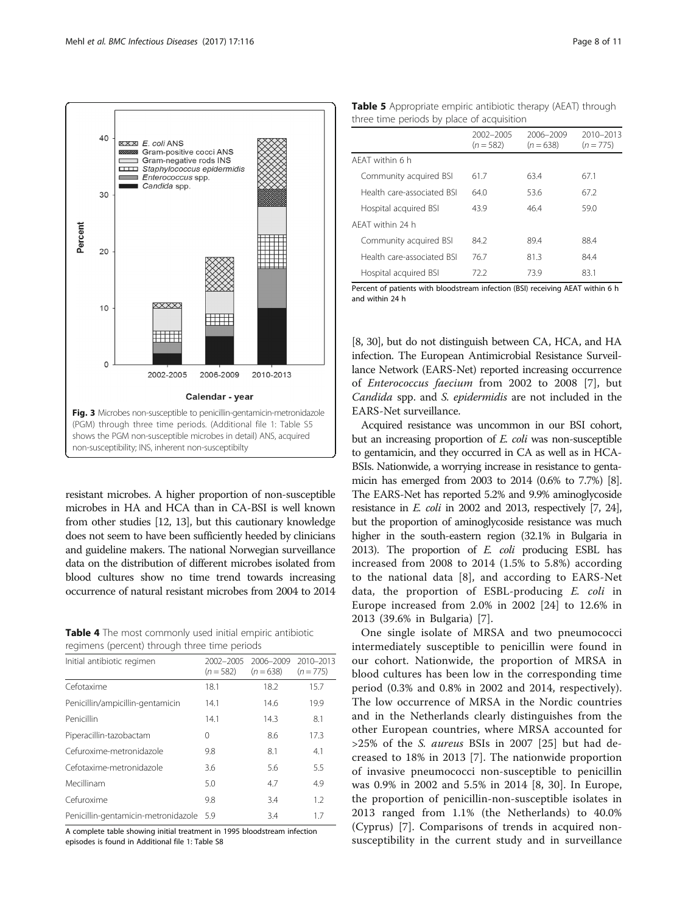Fig. 3 Microbes non-susceptible to penicillin-gentamicin-metronidazole (PGM) through three time periods. (Additional file 1: Table S5 shows the PGM non-susceptible microbes in detail) ANS, acquired non-susceptibility; INS, inherent non-susceptibilty

resistant microbes. A higher proportion of non-susceptible microbes in HA and HCA than in CA-BSI is well known from other studies [12, 13], but this cautionary knowledge does not seem to have been sufficiently heeded by clinicians and guideline makers. The national Norwegian surveillance data on the distribution of different microbes isolated from blood cultures show no time trend towards increasing occurrence of natural resistant microbes from 2004 to 2014

**Table 4** The most commonly used initial empiric antibiotic regimens (percent) through three time periods

| Initial antibiotic regimen | 2002–2005 ($n = 582$) | 2006–2009 ($n = 638$) | 2010–2013 ($n = 775$) |
|---|---|---|---|
| Cefotaxime | 18.1 | 18.2 | 15.7 |
| Penicillin/ampicillin-gentamicin | 14.1 | 14.6 | 19.9 |
| Penicillin | 14.1 | 14.3 | 8.1 |
| Piperacillin-tazobactam | 0 | 8.6 | 17.3 |
| Cefuroxime-metronidazole | 9.8 | 8.1 | 4.1 |
| Cefotaxime-metronidazole | 3.6 | 5.6 | 5.5 |
| Mecillinam | 5.0 | 4.7 | 4.9 |
| Cefuroxime | 9.8 | 3.4 | 1.2 |
| Penicillin-gentamicin-metronidazole | 5.9 | 3.4 | 1.7 |

A complete table showing initial treatment in 1995 bloodstream infection episodes is found in Additional file 1: Table S8

**Table 5** Appropriate empiric antibiotic therapy (AEAT) through three time periods by place of acquisition

| | 2002–2005 ($n = 582$) | 2006–2009 ($n = 638$) | 2010–2013 ($n = 775$) |
|---|---|---|---|
| AEAT within 6 h | | | |
| Community acquired BSI | 61.7 | 63.4 | 67.1 |
| Health care-associated BSI | 64.0 | 53.6 | 67.2 |
| Hospital acquired BSI | 43.9 | 46.4 | 59.0 |
| AEAT within 24 h | | | |
| Community acquired BSI | 84.2 | 89.4 | 88.4 |
| Health care-associated BSI | 76.7 | 81.3 | 84.4 |
| Hospital acquired BSI | 72.2 | 73.9 | 83.1 |

Percent of patients with bloodstream infection (BSI) receiving AEAT within 6 h and within 24 h

[8, 30], but do not distinguish between CA, HCA, and HA infection. The European Antimicrobial Resistance Surveillance Network (EARS-Net) reported increasing occurrence of *Enterococcus faecium* from 2002 to 2008 [7], but *Candida* spp. and *S. epidermidis* are not included in the EARS-Net surveillance.

Acquired resistance was uncommon in our BSI cohort, but an increasing proportion of *E. coli* was non-susceptible to gentamicin, and they occurred in CA as well as in HCA-BSIs. Nationwide, a worrying increase in resistance to gentamicin has emerged from 2003 to 2014 (0.6% to 7.7%) [8]. The EARS-Net has reported 5.2% and 9.9% aminoglycoside resistance in *E. coli* in 2002 and 2013, respectively [7, 24], but the proportion of aminoglycoside resistance was much higher in the south-eastern region (32.1% in Bulgaria in 2013). The proportion of *E. coli* producing ESBL has increased from 2008 to 2014 (1.5% to 5.8%) according to the national data [8], and according to EARS-Net data, the proportion of ESBL-producing *E. coli* in Europe increased from 2.0% in 2002 [24] to 12.6% in 2013 (39.6% in Bulgaria) [7].

One single isolate of MRSA and two pneumococci intermediately susceptible to penicillin were found in our cohort. Nationwide, the proportion of MRSA in blood cultures has been low in the corresponding time period (0.3% and 0.8% in 2002 and 2014, respectively). The low occurrence of MRSA in the Nordic countries and in the Netherlands clearly distinguishes from the other European countries, where MRSA accounted for >25% of the *S. aureus* BSIs in 2007 [25] but had decreased to 18% in 2013 [7]. The nationwide proportion of invasive pneumococci non-susceptible to penicillin was 0.9% in 2002 and 5.5% in 2014 [8, 30]. In Europe, the proportion of penicillin-non-susceptible isolates in 2013 ranged from 1.1% (the Netherlands) to 40.0% (Cyprus) [7]. Comparisons of trends in acquired non-susceptibility in the current study and in surveillance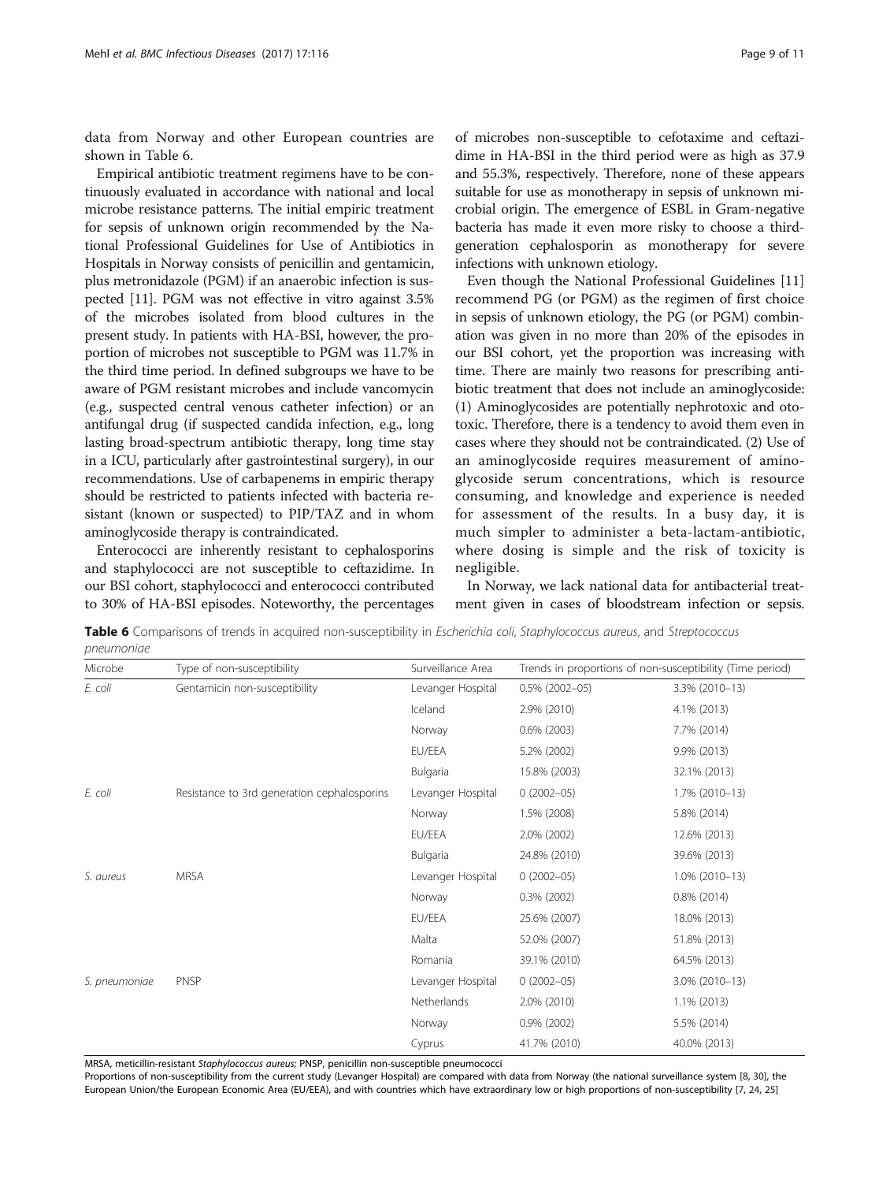data from Norway and other European countries are shown in Table 6.

Empirical antibiotic treatment regimens have to be continuously evaluated in accordance with national and local microbe resistance patterns. The initial empiric treatment for sepsis of unknown origin recommended by the National Professional Guidelines for Use of Antibiotics in Hospitals in Norway consists of penicillin and gentamicin, plus metronidazole (PGM) if an anaerobic infection is suspected [11]. PGM was not effective in vitro against 3.5% of the microbes isolated from blood cultures in the present study. In patients with HA-BSI, however, the proportion of microbes not susceptible to PGM was 11.7% in the third time period. In defined subgroups we have to be aware of PGM resistant microbes and include vancomycin (e.g., suspected central venous catheter infection) or an antifungal drug (if suspected candida infection, e.g., long lasting broad-spectrum antibiotic therapy, long time stay in a ICU, particularly after gastrointestinal surgery), in our recommendations. Use of carbapenems in empiric therapy should be restricted to patients infected with bacteria resistant (known or suspected) to PIP/TAZ and in whom aminoglycoside therapy is contraindicated.

Enterococci are inherently resistant to cephalosporins and staphylococci are not susceptible to ceftazidime. In our BSI cohort, staphylococci and enterococci contributed to 30% of HA-BSI episodes. Noteworthy, the percentages of microbes non-susceptible to cefotaxime and ceftazidime in HA-BSI in the third period were as high as 37.9 and 55.3%, respectively. Therefore, none of these appears suitable for use as monotherapy in sepsis of unknown microbial origin. The emergence of ESBL in Gram-negative bacteria has made it even more risky to choose a third-generation cephalosporin as monotherapy for severe infections with unknown etiology.

Even though the National Professional Guidelines [11] recommend PG (or PGM) as the regimen of first choice in sepsis of unknown etiology, the PG (or PGM) combination was given in no more than 20% of the episodes in our BSI cohort, yet the proportion was increasing with time. There are mainly two reasons for prescribing antibiotic treatment that does not include an aminoglycoside: (1) Aminoglycosides are potentially nephrotoxic and ototoxic. Therefore, there is a tendency to avoid them even in cases where they should not be contraindicated. (2) Use of an aminoglycoside requires measurement of aminoglycoside serum concentrations, which is resource consuming, and knowledge and experience is needed for assessment of the results. In a busy day, it is much simpler to administer a beta-lactam-antibiotic, where dosing is simple and the risk of toxicity is negligible.

In Norway, we lack national data for antibacterial treatment given in cases of bloodstream infection or sepsis.

**Table 6** Comparisons of trends in acquired non-susceptibility in *Escherichia coli*, *Staphylococcus aureus*, and *Streptococcus pneumoniae*

| Microbe | Type of non-susceptibility | Surveillance Area | Trends in proportions of non-susceptibility (Time period) | |
|---|---|---|---|---|
| *E. coli* | Gentamicin non-susceptibility | Levanger Hospital | 0.5% (2002–05) | 3.3% (2010–13) |
| | | Iceland | 2.9% (2010) | 4.1% (2013) |
| | | Norway | 0.6% (2003) | 7.7% (2014) |
| | | EU/EEA | 5.2% (2002) | 9.9% (2013) |
| | | Bulgaria | 15.8% (2003) | 32.1% (2013) |
| *E. coli* | Resistance to 3rd generation cephalosporins | Levanger Hospital | 0 (2002–05) | 1.7% (2010–13) |
| | | Norway | 1.5% (2008) | 5.8% (2014) |
| | | EU/EEA | 2.0% (2002) | 12.6% (2013) |
| | | Bulgaria | 24.8% (2010) | 39.6% (2013) |
| *S. aureus* | MRSA | Levanger Hospital | 0 (2002–05) | 1.0% (2010–13) |
| | | Norway | 0.3% (2002) | 0.8% (2014) |
| | | EU/EEA | 25.6% (2007) | 18.0% (2013) |
| | | Malta | 52.0% (2007) | 51.8% (2013) |
| | | Romania | 39.1% (2010) | 64.5% (2013) |
| *S. pneumoniae* | PNSP | Levanger Hospital | 0 (2002–05) | 3.0% (2010–13) |
| | | Netherlands | 2.0% (2010) | 1.1% (2013) |
| | | Norway | 0.9% (2002) | 5.5% (2014) |
| | | Cyprus | 41.7% (2010) | 40.0% (2013) |

MRSA, meticillin-resistant *Staphylococcus aureus*; PNSP, penicillin non-susceptible pneumococci

Proportions of non-susceptibility from the current study (Levanger Hospital) are compared with data from Norway (the national surveillance system [8, 30], the European Union/the European Economic Area (EU/EEA), and with countries which have extraordinary low or high proportions of non-susceptibility [7, 24, 25]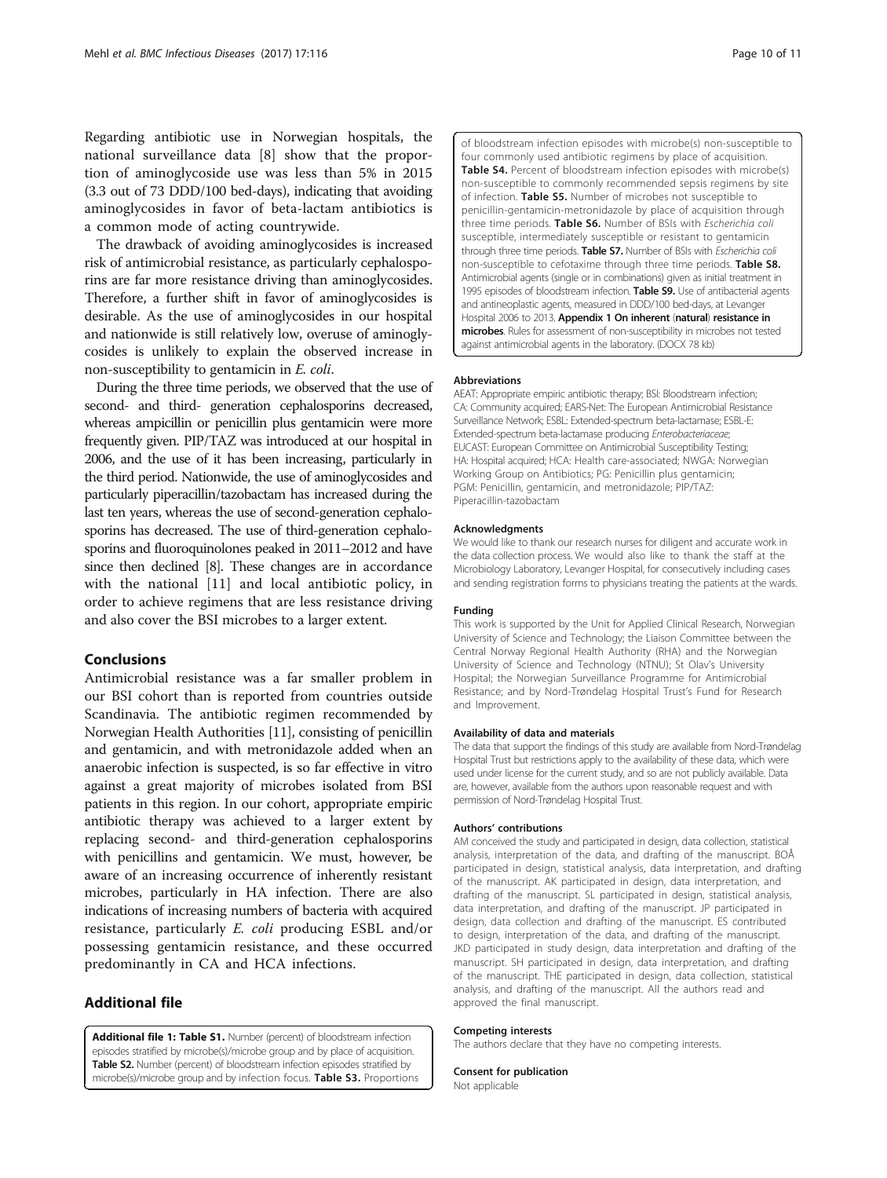Regarding antibiotic use in Norwegian hospitals, the national surveillance data [8] show that the proportion of aminoglycoside use was less than 5% in 2015 (3.3 out of 73 DDD/100 bed-days), indicating that avoiding aminoglycosides in favor of beta-lactam antibiotics is a common mode of acting countrywide.

The drawback of avoiding aminoglycosides is increased risk of antimicrobial resistance, as particularly cephalosporins are far more resistance driving than aminoglycosides. Therefore, a further shift in favor of aminoglycosides is desirable. As the use of aminoglycosides in our hospital and nationwide is still relatively low, overuse of aminoglycosides is unlikely to explain the observed increase in non-susceptibility to gentamicin in *E. coli*.

During the three time periods, we observed that the use of second- and third- generation cephalosporins decreased, whereas ampicillin or penicillin plus gentamicin were more frequently given. PIP/TAZ was introduced at our hospital in 2006, and the use of it has been increasing, particularly in the third period. Nationwide, the use of aminoglycosides and particularly piperacillin/tazobactam has increased during the last ten years, whereas the use of second-generation cephalosporins has decreased. The use of third-generation cephalosporins and fluoroquinolones peaked in 2011–2012 and have since then declined [8]. These changes are in accordance with the national [11] and local antibiotic policy, in order to achieve regimens that are less resistance driving and also cover the BSI microbes to a larger extent.

## Conclusions

Antimicrobial resistance was a far smaller problem in our BSI cohort than is reported from countries outside Scandinavia. The antibiotic regimen recommended by Norwegian Health Authorities [11], consisting of penicillin and gentamicin, and with metronidazole added when an anaerobic infection is suspected, is so far effective in vitro against a great majority of microbes isolated from BSI patients in this region. In our cohort, appropriate empiric antibiotic therapy was achieved to a larger extent by replacing second- and third-generation cephalosporins with penicillins and gentamicin. We must, however, be aware of an increasing occurrence of inherently resistant microbes, particularly in HA infection. There are also indications of increasing numbers of bacteria with acquired resistance, particularly *E. coli* producing ESBL and/or possessing gentamicin resistance, and these occurred predominantly in CA and HCA infections.

## Additional file

**Additional file 1: Table S1.** Number (percent) of bloodstream infection episodes stratified by microbe(s)/microbe group and by place of acquisition. **Table S2.** Number (percent) of bloodstream infection episodes stratified by microbe(s)/microbe group and by infection focus. **Table S3.** Proportions of bloodstream infection episodes with microbe(s) non-susceptible to four commonly used antibiotic regimens by place of acquisition. **Table S4.** Percent of bloodstream infection episodes with microbe(s) non-susceptible to commonly recommended sepsis regimens by site of infection. **Table S5.** Number of microbes not susceptible to penicillin-gentamicin-metronidazole by place of acquisition through three time periods. **Table S6.** Number of BSIs with *Escherichia coli* susceptible, intermediately susceptible or resistant to gentamicin through three time periods. **Table S7.** Number of BSIs with *Escherichia coli* non-susceptible to cefotaxime through three time periods. **Table S8.** Antimicrobial agents (single or in combinations) given as initial treatment in 1995 episodes of bloodstream infection. **Table S9.** Use of antibacterial agents and antineoplastic agents, measured in DDD/100 bed-days, at Levanger Hospital 2006 to 2013. **Appendix 1 On inherent (natural) resistance in microbes**. Rules for assessment of non-susceptibility in microbes not tested against antimicrobial agents in the laboratory. (DOCX 78 kb)

#### Abbreviations

AEAT: Appropriate empiric antibiotic therapy; BSI: Bloodstream infection; CA: Community acquired; EARS-Net: The European Antimicrobial Resistance Surveillance Network; ESBL: Extended-spectrum beta-lactamase; ESBL-E: Extended-spectrum beta-lactamase producing *Enterobacteriaceae*; EUCAST: European Committee on Antimicrobial Susceptibility Testing; HA: Hospital acquired; HCA: Health care-associated; NWGA: Norwegian Working Group on Antibiotics; PG: Penicillin plus gentamicin; PGM: Penicillin, gentamicin, and metronidazole; PIP/TAZ: Piperacillin-tazobactam

#### Acknowledgments

We would like to thank our research nurses for diligent and accurate work in the data collection process. We would also like to thank the staff at the Microbiology Laboratory, Levanger Hospital, for consecutively including cases and sending registration forms to physicians treating the patients at the wards.

#### Funding

This work is supported by the Unit for Applied Clinical Research, Norwegian University of Science and Technology; the Liaison Committee between the Central Norway Regional Health Authority (RHA) and the Norwegian University of Science and Technology (NTNU); St Olav's University Hospital; the Norwegian Surveillance Programme for Antimicrobial Resistance; and by Nord-Trøndelag Hospital Trust's Fund for Research and Improvement.

#### Availability of data and materials

The data that support the findings of this study are available from Nord-Trøndelag Hospital Trust but restrictions apply to the availability of these data, which were used under license for the current study, and so are not publicly available. Data are, however, available from the authors upon reasonable request and with permission of Nord-Trøndelag Hospital Trust.

#### Authors' contributions

AM conceived the study and participated in design, data collection, statistical analysis, interpretation of the data, and drafting of the manuscript. BOÅ participated in design, statistical analysis, data interpretation, and drafting of the manuscript. AK participated in design, data interpretation, and drafting of the manuscript. SL participated in design, statistical analysis, data interpretation, and drafting of the manuscript. JP participated in design, data collection and drafting of the manuscript. ES contributed to design, interpretation of the data, and drafting of the manuscript. JKD participated in study design, data interpretation and drafting of the manuscript. SH participated in design, data interpretation, and drafting of the manuscript. THE participated in design, data collection, statistical analysis, and drafting of the manuscript. All the authors read and approved the final manuscript.

#### Competing interests

The authors declare that they have no competing interests.

#### Consent for publication

Not applicable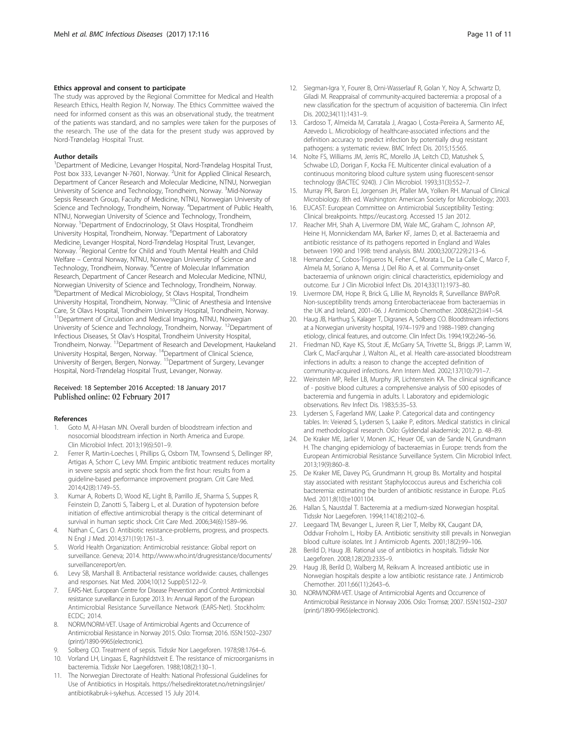### Ethics approval and consent to participate

The study was approved by the Regional Committee for Medical and Health Research Ethics, Health Region IV, Norway. The Ethics Committee waived the need for informed consent as this was an observational study, the treatment of the patients was standard, and no samples were taken for the purposes of the research. The use of the data for the present study was approved by Nord-Trøndelag Hospital Trust.

### Author details

[1]Department of Medicine, Levanger Hospital, Nord-Trøndelag Hospital Trust, Post box 333, Levanger N-7601, Norway. [2]Unit for Applied Clinical Research, Department of Cancer Research and Molecular Medicine, NTNU, Norwegian University of Science and Technology, Trondheim, Norway. [3]Mid-Norway Sepsis Research Group, Faculty of Medicine, NTNU, Norwegian University of Science and Technology, Trondheim, Norway. [4]Department of Public Health, NTNU, Norwegian University of Science and Technology, Trondheim, Norway. [5]Department of Endocrinology, St Olavs Hospital, Trondheim University Hospital, Trondheim, Norway. [6]Department of Laboratory Medicine, Levanger Hospital, Nord-Trøndelag Hospital Trust, Levanger, Norway. [7]Regional Centre for Child and Youth Mental Health and Child Welfare – Central Norway, NTNU, Norwegian University of Science and Technology, Trondheim, Norway. [8]Centre of Molecular Inflammation Research, Department of Cancer Research and Molecular Medicine, NTNU, Norwegian University of Science and Technology, Trondheim, Norway. [9]Department of Medical Microbiology, St Olavs Hospital, Trondheim University Hospital, Trondheim, Norway. [10]Clinic of Anesthesia and Intensive Care, St Olavs Hospital, Trondheim University Hospital, Trondheim, Norway. [11]Department of Circulation and Medical Imaging, NTNU, Norwegian University of Science and Technology, Trondheim, Norway. [12]Department of Infectious Diseases, St Olav's Hospital, Trondheim University Hospital, Trondheim, Norway. [13]Department of Research and Development, Haukeland University Hospital, Bergen, Norway. [14]Department of Clinical Science, University of Bergen, Bergen, Norway. [15]Department of Surgery, Levanger Hospital, Nord-Trøndelag Hospital Trust, Levanger, Norway.

Received: 18 September 2016 Accepted: 18 January 2017
Published online: 02 February 2017

### References

1. Goto M, Al-Hasan MN. Overall burden of bloodstream infection and nosocomial bloodstream infection in North America and Europe. Clin Microbiol Infect. 2013;19(6):501–9.
2. Ferrer R, Martin-Loeches I, Phillips G, Osborn TM, Townsend S, Dellinger RP, Artigas A, Schorr C, Levy MM. Empiric antibiotic treatment reduces mortality in severe sepsis and septic shock from the first hour: results from a guideline-based performance improvement program. Crit Care Med. 2014;42(8):1749–55.
3. Kumar A, Roberts D, Wood KE, Light B, Parrillo JE, Sharma S, Suppes R, Feinstein D, Zanotti S, Taiberg L, et al. Duration of hypotension before initiation of effective antimicrobial therapy is the critical determinant of survival in human septic shock. Crit Care Med. 2006;34(6):1589–96.
4. Nathan C, Cars O. Antibiotic resistance-problems, progress, and prospects. N Engl J Med. 2014;371(19):1761–3.
5. World Health Organization: Antimicrobial resistance: Global report on surveillance. Geneva; 2014. http://www.who.int/drugresistance/documents/surveillancereport/en.
6. Levy SB, Marshall B. Antibacterial resistance worldwide: causes, challenges and responses. Nat Med. 2004;10(12 Suppl):S122–9.
7. EARS-Net. European Centre for Disease Prevention and Control: Antimicrobial resistance surveillance in Europe 2013. In: Annual Report of the European Antimicrobial Resistance Surveillance Network (EARS-Net). Stockholm: ECDC; 2014.
8. NORM/NORM-VET. Usage of Antimicrobial Agents and Occurrence of Antimicrobial Resistance in Norway 2015. Oslo: Tromsø; 2016. ISSN:1502–2307 (print)/1890-9965(electronic).
9. Solberg CO. Treatment of sepsis. Tidsskr Nor Laegeforen. 1978;98:1764–6.
10. Vorland LH, Lingaas E, Ragnhildstveit E. The resistance of microorganisms in bacteremia. Tidsskr Nor Laegeforen. 1988;108(2):130–1.
11. The Norwegian Directorate of Health: National Professional Guidelines for Use of Antibiotics in Hospitals. https://helsedirektoratet.no/retningslinjer/antibiotikabruk-i-sykehus. Accessed 15 July 2014.
12. Siegman-Igra Y, Fourer B, Orni-Wasserlauf R, Golan Y, Noy A, Schwartz D, Giladi M. Reappraisal of community-acquired bacteremia: a proposal of a new classification for the spectrum of acquisition of bacteremia. Clin Infect Dis. 2002;34(11):1431–9.
13. Cardoso T, Almeida M, Carratala J, Aragao I, Costa-Pereira A, Sarmento AE, Azevedo L. Microbiology of healthcare-associated infections and the definition accuracy to predict infection by potentially drug resistant pathogens: a systematic review. BMC Infect Dis. 2015;15:565.
14. Nolte FS, Williams JM, Jerris RC, Morello JA, Leitch CD, Matushek S, Schwabe LD, Dorigan F, Kocka FE. Multicenter clinical evaluation of a continuous monitoring blood culture system using fluorescent-sensor technology (BACTEC 9240). J Clin Microbiol. 1993;31(3):552–7.
15. Murray PR, Baron EJ, Jorgensen JH, Pfaller MA, Yolken RH. Manual of Clinical Microbiology. 8th ed. Washington: American Society for Microbiology; 2003.
16. EUCAST: European Committee on Antimicrobial Susceptibility Testing: Clinical breakpoints. https://eucast.org. Accessed 15 Jan 2012.
17. Reacher MH, Shah A, Livermore DM, Wale MC, Graham C, Johnson AP, Heine H, Monnickendam MA, Barker KF, James D, et al. Bacteraemia and antibiotic resistance of its pathogens reported in England and Wales between 1990 and 1998: trend analysis. BMJ. 2000;320(7229):213–6.
18. Hernandez C, Cobos-Trigueros N, Feher C, Morata L, De La Calle C, Marco F, Almela M, Soriano A, Mensa J, Del Rio A, et al. Community-onset bacteraemia of unknown origin: clinical characteristics, epidemiology and outcome. Eur J Clin Microbiol Infect Dis. 2014;33(11):1973–80.
19. Livermore DM, Hope R, Brick G, Lillie M, Reynolds R, Surveillance BWPoR. Non-susceptibility trends among Enterobacteriaceae from bacteraemias in the UK and Ireland, 2001–06. J Antimicrob Chemother. 2008;62(2):ii41–54.
20. Haug JB, Harthug S, Kalager T, Digranes A, Solberg CO. Bloodstream infections at a Norwegian university hospital, 1974–1979 and 1988–1989: changing etiology, clinical features, and outcome. Clin Infect Dis. 1994;19(2):246–56.
21. Friedman ND, Kaye KS, Stout JE, McGarry SA, Trivette SL, Briggs JP, Lamm W, Clark C, MacFarquhar J, Walton AL, et al. Health care-associated bloodstream infections in adults: a reason to change the accepted definition of community-acquired infections. Ann Intern Med. 2002;137(10):791–7.
22. Weinstein MP, Reller LB, Murphy JR, Lichtenstein KA. The clinical significance of - positive blood cultures: a comprehensive analysis of 500 episodes of bacteremia and fungemia in adults. I. Laboratory and epidemiologic observations. Rev Infect Dis. 1983;5:35–53.
23. Lydersen S, Fagerland MW, Laake P. Categorical data and contingency tables. In: Veierød S, Lydersen S, Laake P, editors. Medical statistics in clinical and methodological research. Oslo: Gyldendal akademisk; 2012. p. 48–89.
24. De Kraker ME, Jarlier V, Monen JC, Heuer OE, van de Sande N, Grundmann H. The changing epidemiology of bacteraemias in Europe: trends from the European Antimicrobial Resistance Surveillance System. Clin Microbiol Infect. 2013;19(9):860–8.
25. De Kraker ME, Davey PG, Grundmann H, group Bs. Mortality and hospital stay associated with resistant Staphylococcus aureus and Escherichia coli bacteremia: estimating the burden of antibiotic resistance in Europe. PLoS Med. 2011;8(10):e1001104.
26. Hallan S, Naustdal T. Bacteremia at a medium-sized Norwegian hospital. Tidsskr Nor Laegeforen. 1994;114(18):2102–6.
27. Leegaard TM, Bevanger L, Jureen R, Lier T, Melby KK, Caugant DA, Oddvar Froholm L, Hoiby EA. Antibiotic sensitivity still prevails in Norwegian blood culture isolates. Int J Antimicrob Agents. 2001;18(2):99–106.
28. Berild D, Haug JB. Rational use of antibiotics in hospitals. Tidsskr Nor Laegeforen. 2008;128(20):2335–9.
29. Haug JB, Berild D, Walberg M, Reikvam A. Increased antibiotic use in Norwegian hospitals despite a low antibiotic resistance rate. J Antimicrob Chemother. 2011;66(11):2643–6.
30. NORM/NORM-VET. Usage of Antimicrobial Agents and Occurrence of Antimicrobial Resistance in Norway 2006. Oslo: Tromsø; 2007. ISSN:1502–2307 (print)/1890-9965(electronic).